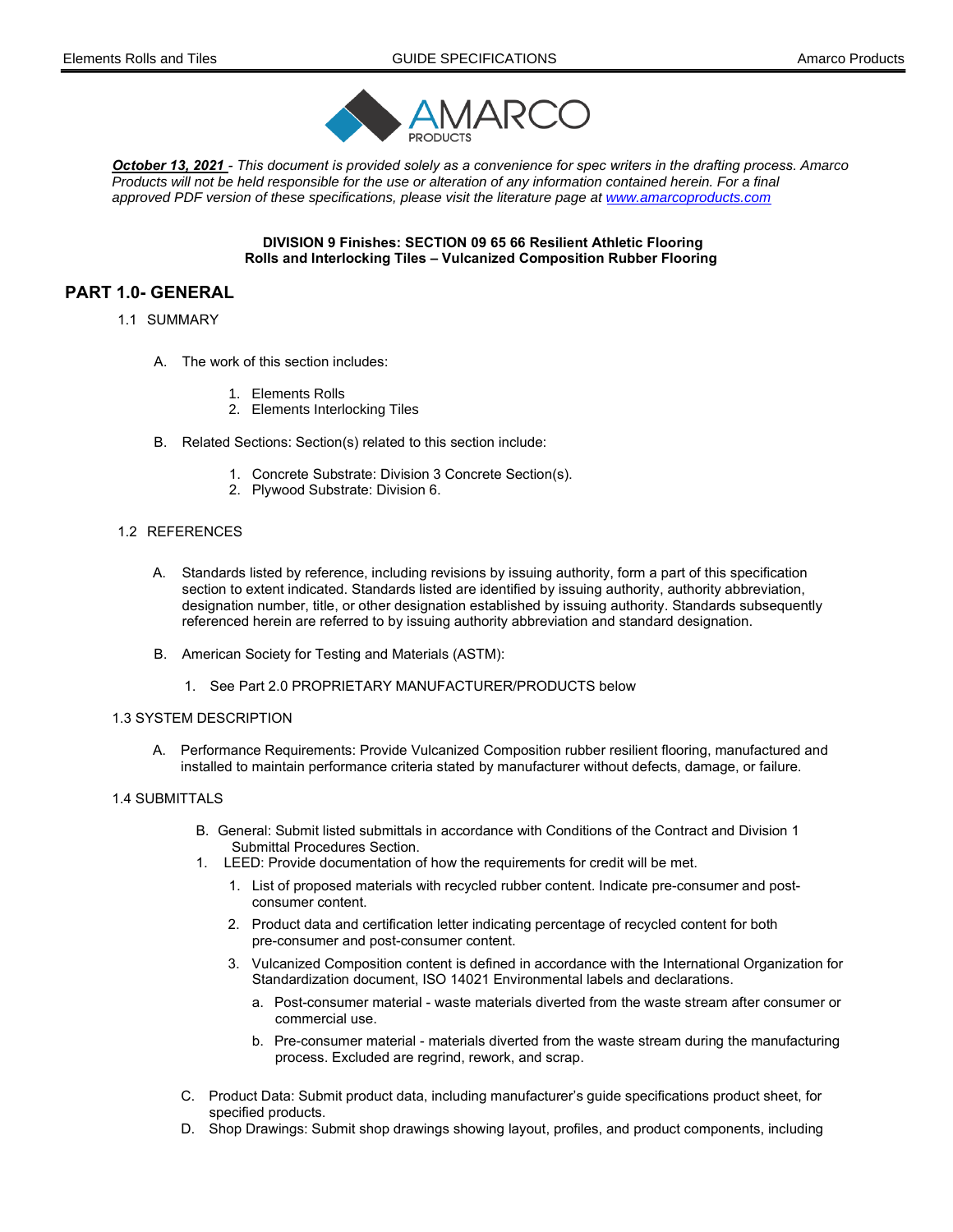*__October 13, 2021__ - This document is provided solely as a convenience for spec writers in the drafting process. Amarco Products will not be held responsible for the use or alteration of any information contained herein. For a final approved PDF version of these specifications, please visit the literature page at [www.amarcoproducts.com](http://www.amarcoproducts.com)*

**DIVISION 9 Finishes: SECTION 09 65 66 Resilient Athletic Flooring**
**Rolls and Interlocking Tiles – Vulcanized Composition Rubber Flooring**

# PART 1.0- GENERAL

## 1.1 SUMMARY

A. The work of this section includes:

1. Elements Rolls
2. Elements Interlocking Tiles

B. Related Sections: Section(s) related to this section include:

1. Concrete Substrate: Division 3 Concrete Section(s).
2. Plywood Substrate: Division 6.

## 1.2 REFERENCES

A. Standards listed by reference, including revisions by issuing authority, form a part of this specification section to extent indicated. Standards listed are identified by issuing authority, authority abbreviation, designation number, title, or other designation established by issuing authority. Standards subsequently referenced herein are referred to by issuing authority abbreviation and standard designation.

B. American Society for Testing and Materials (ASTM):

1. See Part 2.0 PROPRIETARY MANUFACTURER/PRODUCTS below

## 1.3 SYSTEM DESCRIPTION

A. Performance Requirements: Provide Vulcanized Composition rubber resilient flooring, manufactured and installed to maintain performance criteria stated by manufacturer without defects, damage, or failure.

## 1.4 SUBMITTALS

B. General: Submit listed submittals in accordance with Conditions of the Contract and Division 1 Submittal Procedures Section.

1. LEED: Provide documentation of how the requirements for credit will be met.

   1. List of proposed materials with recycled rubber content. Indicate pre-consumer and post-consumer content.
   2. Product data and certification letter indicating percentage of recycled content for both pre-consumer and post-consumer content.
   3. Vulcanized Composition content is defined in accordance with the International Organization for Standardization document, ISO 14021 Environmental labels and declarations.
      a. Post-consumer material - waste materials diverted from the waste stream after consumer or commercial use.
      b. Pre-consumer material - materials diverted from the waste stream during the manufacturing process. Excluded are regrind, rework, and scrap.

C. Product Data: Submit product data, including manufacturer's guide specifications product sheet, for specified products.

D. Shop Drawings: Submit shop drawings showing layout, profiles, and product components, including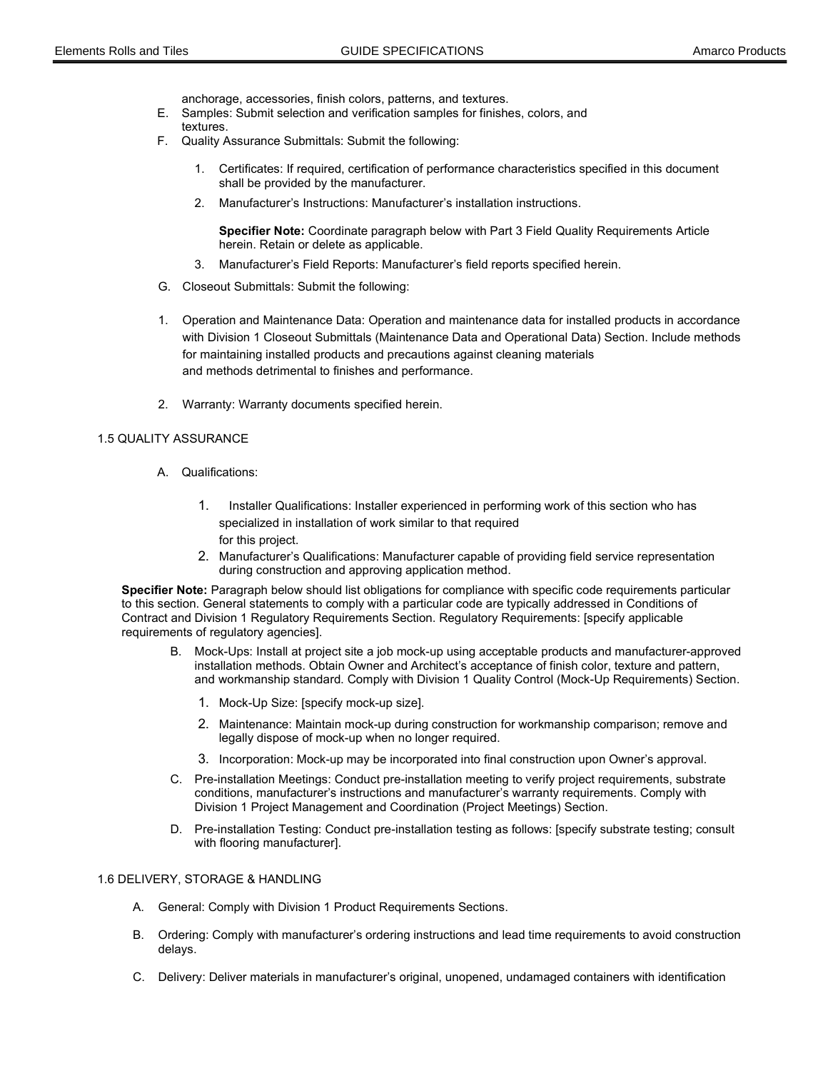anchorage, accessories, finish colors, patterns, and textures.

E. Samples: Submit selection and verification samples for finishes, colors, and textures.

F. Quality Assurance Submittals: Submit the following:

1. Certificates: If required, certification of performance characteristics specified in this document shall be provided by the manufacturer.
2. Manufacturer's Instructions: Manufacturer's installation instructions.

**Specifier Note:** Coordinate paragraph below with Part 3 Field Quality Requirements Article herein. Retain or delete as applicable.

3. Manufacturer's Field Reports: Manufacturer's field reports specified herein.

G. Closeout Submittals: Submit the following:

1. Operation and Maintenance Data: Operation and maintenance data for installed products in accordance with Division 1 Closeout Submittals (Maintenance Data and Operational Data) Section. Include methods for maintaining installed products and precautions against cleaning materials and methods detrimental to finishes and performance.
2. Warranty: Warranty documents specified herein.

## 1.5 QUALITY ASSURANCE

A. Qualifications:

1. Installer Qualifications: Installer experienced in performing work of this section who has specialized in installation of work similar to that required for this project.
2. Manufacturer's Qualifications: Manufacturer capable of providing field service representation during construction and approving application method.

**Specifier Note:** Paragraph below should list obligations for compliance with specific code requirements particular to this section. General statements to comply with a particular code are typically addressed in Conditions of Contract and Division 1 Regulatory Requirements Section. Regulatory Requirements: [specify applicable requirements of regulatory agencies].

B. Mock-Ups: Install at project site a job mock-up using acceptable products and manufacturer-approved installation methods. Obtain Owner and Architect's acceptance of finish color, texture and pattern, and workmanship standard. Comply with Division 1 Quality Control (Mock-Up Requirements) Section.

1. Mock-Up Size: [specify mock-up size].
2. Maintenance: Maintain mock-up during construction for workmanship comparison; remove and legally dispose of mock-up when no longer required.
3. Incorporation: Mock-up may be incorporated into final construction upon Owner's approval.

C. Pre-installation Meetings: Conduct pre-installation meeting to verify project requirements, substrate conditions, manufacturer's instructions and manufacturer's warranty requirements. Comply with Division 1 Project Management and Coordination (Project Meetings) Section.

D. Pre-installation Testing: Conduct pre-installation testing as follows: [specify substrate testing; consult with flooring manufacturer].

## 1.6 DELIVERY, STORAGE & HANDLING

A. General: Comply with Division 1 Product Requirements Sections.

B. Ordering: Comply with manufacturer's ordering instructions and lead time requirements to avoid construction delays.

C. Delivery: Deliver materials in manufacturer's original, unopened, undamaged containers with identification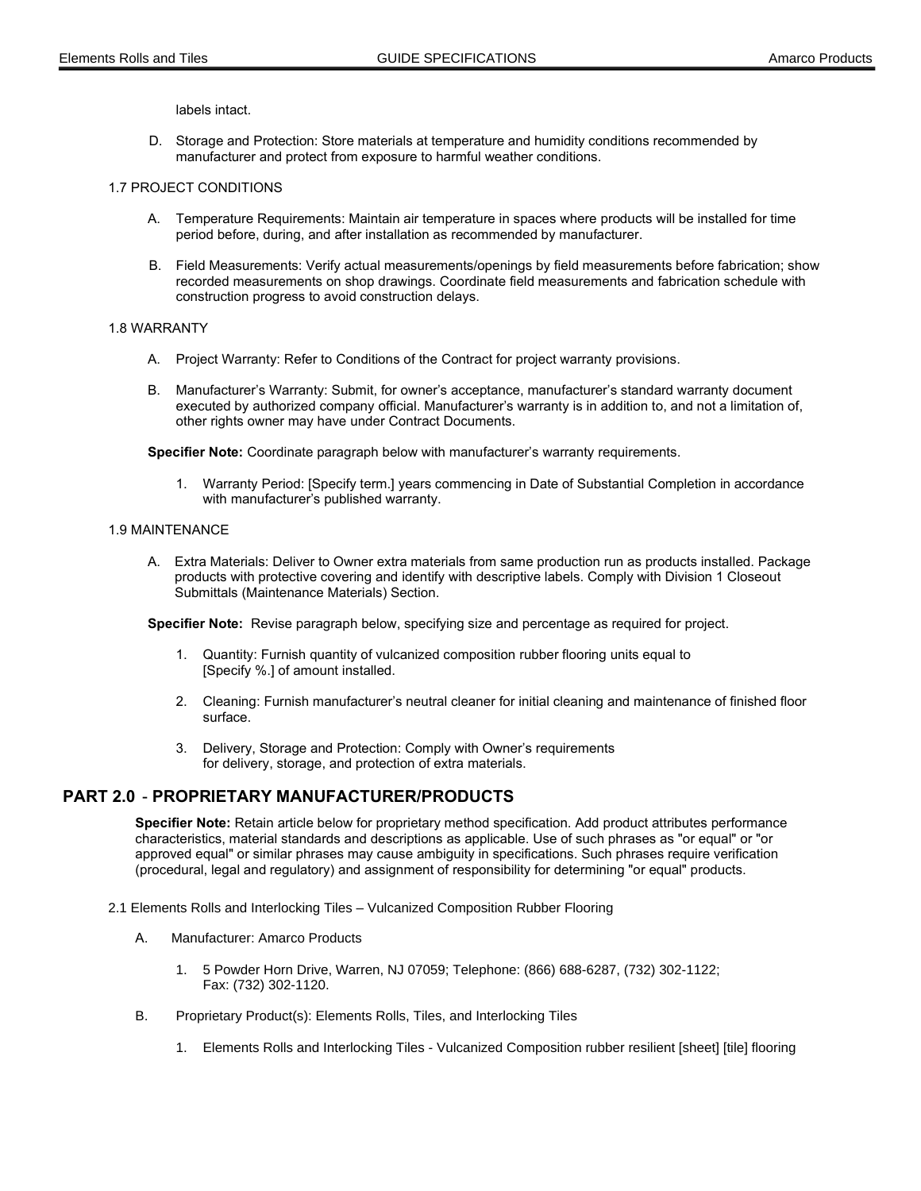labels intact.

D. Storage and Protection: Store materials at temperature and humidity conditions recommended by manufacturer and protect from exposure to harmful weather conditions.

1.7 PROJECT CONDITIONS

A. Temperature Requirements: Maintain air temperature in spaces where products will be installed for time period before, during, and after installation as recommended by manufacturer.

B. Field Measurements: Verify actual measurements/openings by field measurements before fabrication; show recorded measurements on shop drawings. Coordinate field measurements and fabrication schedule with construction progress to avoid construction delays.

1.8 WARRANTY

A. Project Warranty: Refer to Conditions of the Contract for project warranty provisions.

B. Manufacturer's Warranty: Submit, for owner's acceptance, manufacturer's standard warranty document executed by authorized company official. Manufacturer's warranty is in addition to, and not a limitation of, other rights owner may have under Contract Documents.

**Specifier Note:** Coordinate paragraph below with manufacturer's warranty requirements.

1. Warranty Period: [Specify term.] years commencing in Date of Substantial Completion in accordance with manufacturer's published warranty.

1.9 MAINTENANCE

A. Extra Materials: Deliver to Owner extra materials from same production run as products installed. Package products with protective covering and identify with descriptive labels. Comply with Division 1 Closeout Submittals (Maintenance Materials) Section.

**Specifier Note:** Revise paragraph below, specifying size and percentage as required for project.

1. Quantity: Furnish quantity of vulcanized composition rubber flooring units equal to [Specify %.] of amount installed.

2. Cleaning: Furnish manufacturer's neutral cleaner for initial cleaning and maintenance of finished floor surface.

3. Delivery, Storage and Protection: Comply with Owner's requirements for delivery, storage, and protection of extra materials.

## PART 2.0 - PROPRIETARY MANUFACTURER/PRODUCTS

**Specifier Note:** Retain article below for proprietary method specification. Add product attributes performance characteristics, material standards and descriptions as applicable. Use of such phrases as "or equal" or "or approved equal" or similar phrases may cause ambiguity in specifications. Such phrases require verification (procedural, legal and regulatory) and assignment of responsibility for determining "or equal" products.

2.1 Elements Rolls and Interlocking Tiles – Vulcanized Composition Rubber Flooring

A. Manufacturer: Amarco Products

1. 5 Powder Horn Drive, Warren, NJ 07059; Telephone: (866) 688-6287, (732) 302-1122; Fax: (732) 302-1120.

B. Proprietary Product(s): Elements Rolls, Tiles, and Interlocking Tiles

1. Elements Rolls and Interlocking Tiles - Vulcanized Composition rubber resilient [sheet] [tile] flooring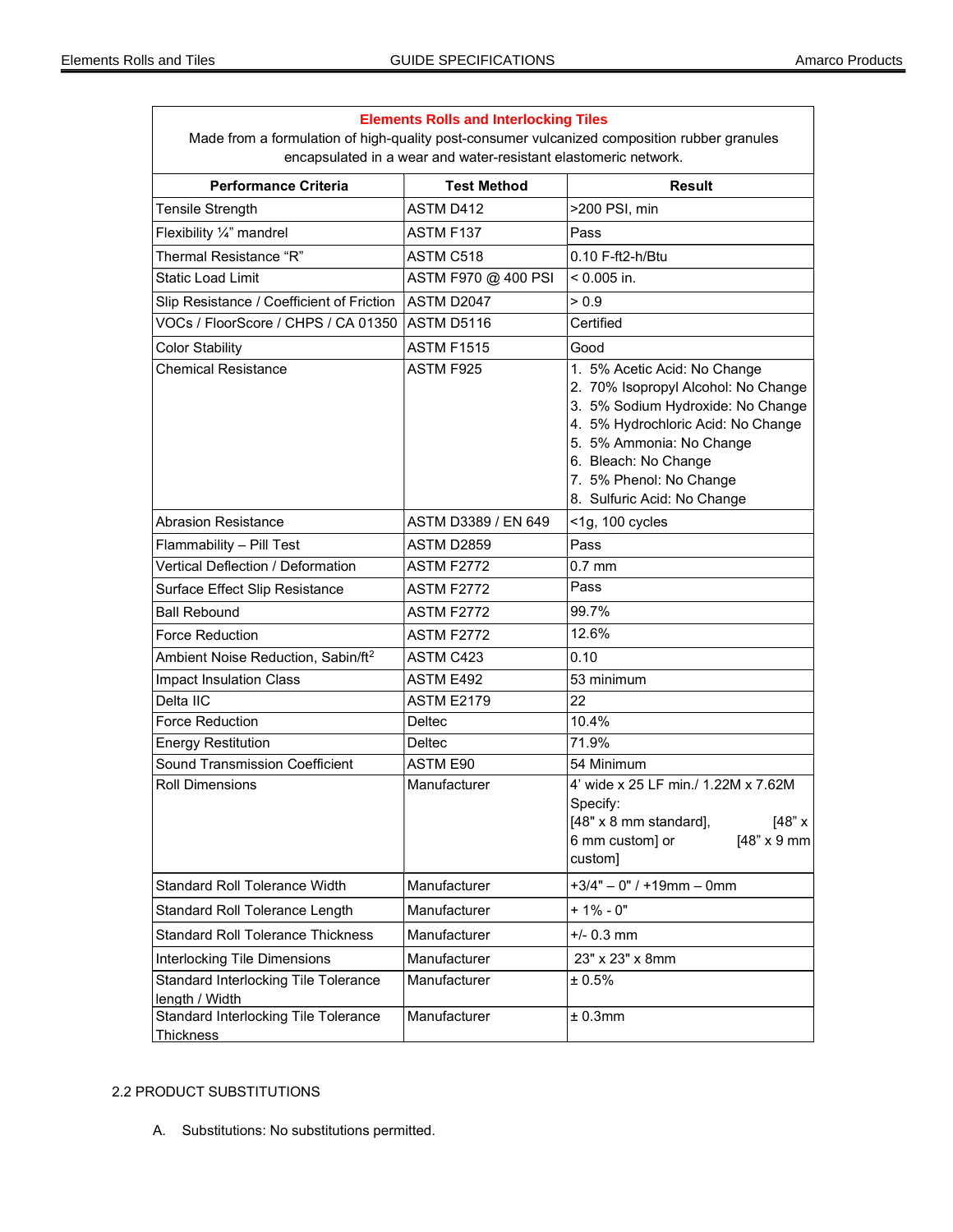| Elements Rolls and Interlocking Tiles<br>Made from a formulation of high-quality post-consumer vulcanized composition rubber granules encapsulated in a wear and water-resistant elastomeric network. | | |
|---|---|---|
| **Performance Criteria** | **Test Method** | **Result** |
| Tensile Strength | ASTM D412 | >200 PSI, min |
| Flexibility ¼" mandrel | ASTM F137 | Pass |
| Thermal Resistance "R" | ASTM C518 | 0.10 F-ft2-h/Btu |
| Static Load Limit | ASTM F970 @ 400 PSI | < 0.005 in. |
| Slip Resistance / Coefficient of Friction | ASTM D2047 | > 0.9 |
| VOCs / FloorScore / CHPS / CA 01350 | ASTM D5116 | Certified |
| Color Stability | ASTM F1515 | Good |
| Chemical Resistance | ASTM F925 | 1. 5% Acetic Acid: No Change<br>2. 70% Isopropyl Alcohol: No Change<br>3. 5% Sodium Hydroxide: No Change<br>4. 5% Hydrochloric Acid: No Change<br>5. 5% Ammonia: No Change<br>6. Bleach: No Change<br>7. 5% Phenol: No Change<br>8. Sulfuric Acid: No Change |
| Abrasion Resistance | ASTM D3389 / EN 649 | <1g, 100 cycles |
| Flammability – Pill Test | ASTM D2859 | Pass |
| Vertical Deflection / Deformation | ASTM F2772 | 0.7 mm |
| Surface Effect Slip Resistance | ASTM F2772 | Pass |
| Ball Rebound | ASTM F2772 | 99.7% |
| Force Reduction | ASTM F2772 | 12.6% |
| Ambient Noise Reduction, Sabin/ft$^2$ | ASTM C423 | 0.10 |
| Impact Insulation Class | ASTM E492 | 53 minimum |
| Delta IIC | ASTM E2179 | 22 |
| Force Reduction | Deltec | 10.4% |
| Energy Restitution | Deltec | 71.9% |
| Sound Transmission Coefficient | ASTM E90 | 54 Minimum |
| Roll Dimensions | Manufacturer | 4' wide x 25 LF min./ 1.22M x 7.62M<br>Specify:<br>[48" x 8 mm standard], [48" x 6 mm custom] or [48" x 9 mm custom] |
| Standard Roll Tolerance Width | Manufacturer | +3/4" – 0" / +19mm – 0mm |
| Standard Roll Tolerance Length | Manufacturer | + 1% - 0" |
| Standard Roll Tolerance Thickness | Manufacturer | +/- 0.3 mm |
| Interlocking Tile Dimensions | Manufacturer | 23" x 23" x 8mm |
| Standard Interlocking Tile Tolerance length / Width | Manufacturer | ± 0.5% |
| Standard Interlocking Tile Tolerance Thickness | Manufacturer | ± 0.3mm |

2.2 PRODUCT SUBSTITUTIONS

A. Substitutions: No substitutions permitted.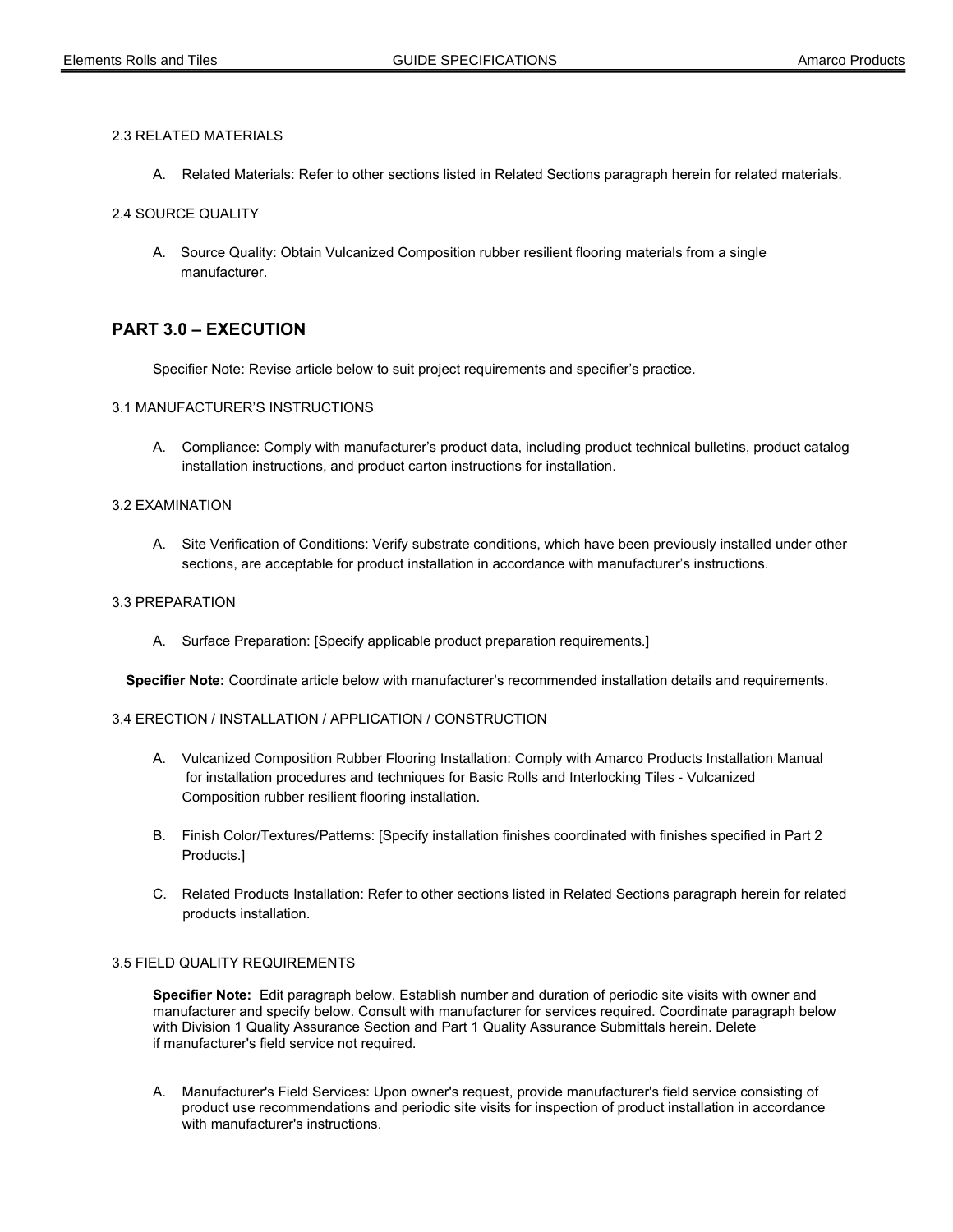### 2.3 RELATED MATERIALS

A. Related Materials: Refer to other sections listed in Related Sections paragraph herein for related materials.

### 2.4 SOURCE QUALITY

A. Source Quality: Obtain Vulcanized Composition rubber resilient flooring materials from a single manufacturer.

## PART 3.0 – EXECUTION

Specifier Note: Revise article below to suit project requirements and specifier's practice.

### 3.1 MANUFACTURER'S INSTRUCTIONS

A. Compliance: Comply with manufacturer's product data, including product technical bulletins, product catalog installation instructions, and product carton instructions for installation.

### 3.2 EXAMINATION

A. Site Verification of Conditions: Verify substrate conditions, which have been previously installed under other sections, are acceptable for product installation in accordance with manufacturer's instructions.

### 3.3 PREPARATION

A. Surface Preparation: [Specify applicable product preparation requirements.]

**Specifier Note:** Coordinate article below with manufacturer's recommended installation details and requirements.

### 3.4 ERECTION / INSTALLATION / APPLICATION / CONSTRUCTION

A. Vulcanized Composition Rubber Flooring Installation: Comply with Amarco Products Installation Manual for installation procedures and techniques for Basic Rolls and Interlocking Tiles - Vulcanized Composition rubber resilient flooring installation.

B. Finish Color/Textures/Patterns: [Specify installation finishes coordinated with finishes specified in Part 2 Products.]

C. Related Products Installation: Refer to other sections listed in Related Sections paragraph herein for related products installation.

### 3.5 FIELD QUALITY REQUIREMENTS

**Specifier Note:** Edit paragraph below. Establish number and duration of periodic site visits with owner and manufacturer and specify below. Consult with manufacturer for services required. Coordinate paragraph below with Division 1 Quality Assurance Section and Part 1 Quality Assurance Submittals herein. Delete if manufacturer's field service not required.

A. Manufacturer's Field Services: Upon owner's request, provide manufacturer's field service consisting of product use recommendations and periodic site visits for inspection of product installation in accordance with manufacturer's instructions.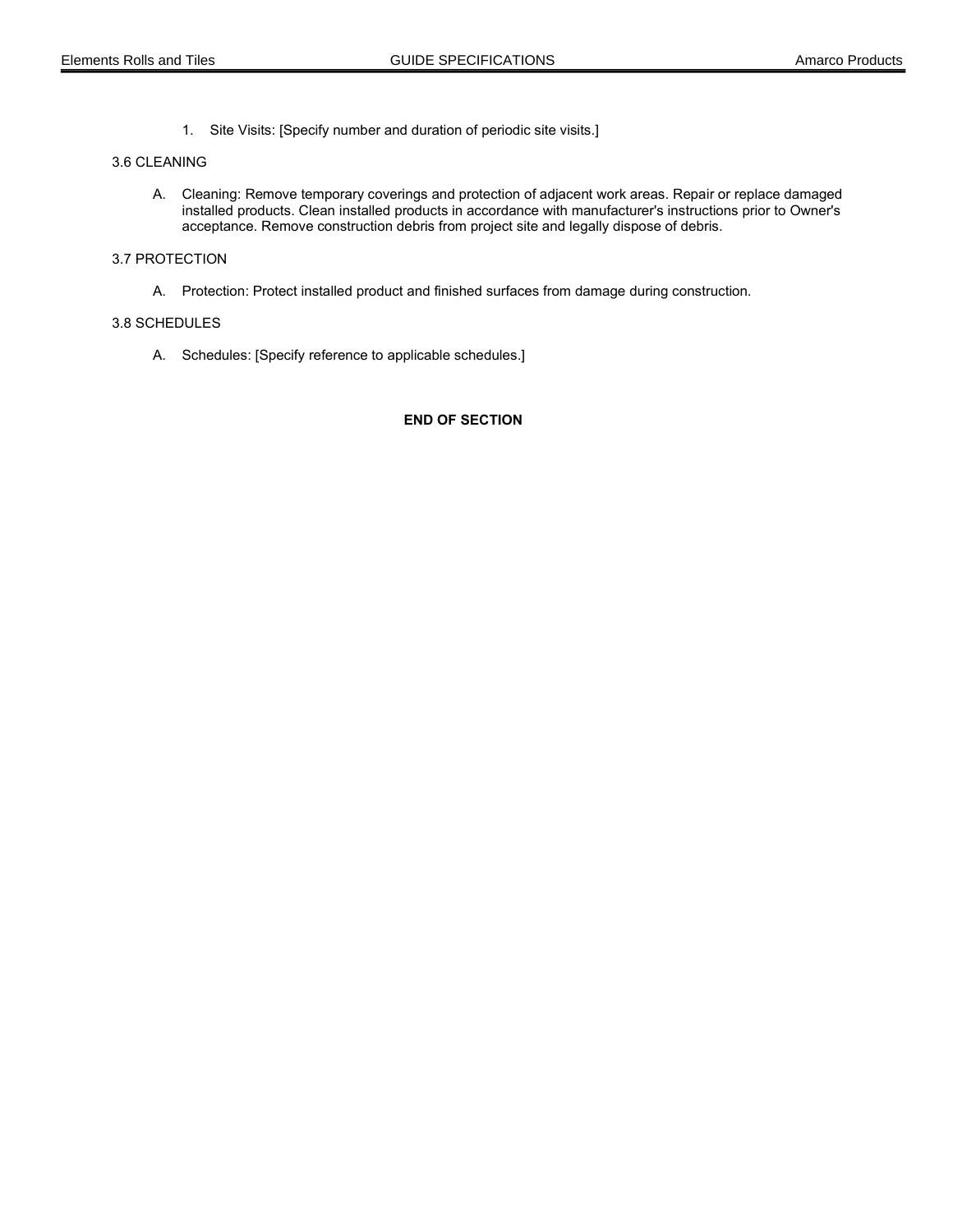1. Site Visits: [Specify number and duration of periodic site visits.]

### 3.6 CLEANING

A. Cleaning: Remove temporary coverings and protection of adjacent work areas. Repair or replace damaged installed products. Clean installed products in accordance with manufacturer's instructions prior to Owner's acceptance. Remove construction debris from project site and legally dispose of debris.

### 3.7 PROTECTION

A. Protection: Protect installed product and finished surfaces from damage during construction.

### 3.8 SCHEDULES

A. Schedules: [Specify reference to applicable schedules.]

**END OF SECTION**